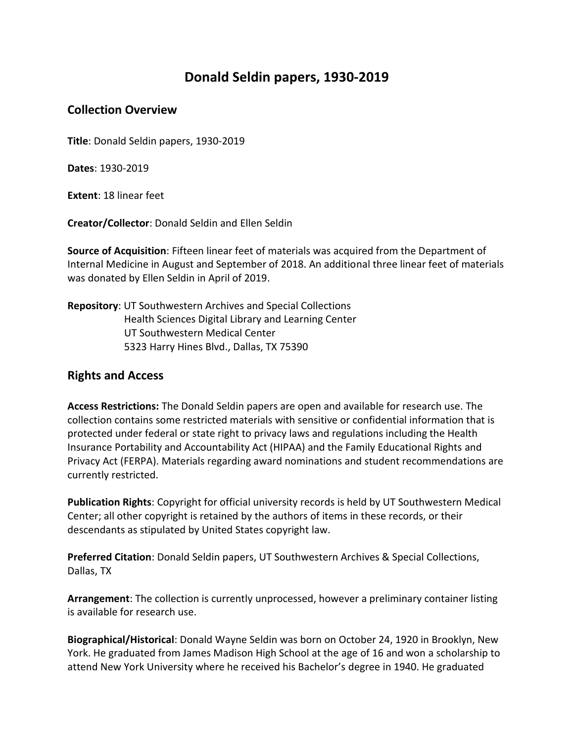# Donald Seldin papers, 1930-2019

## Collection Overview

**Title**: Donald Seldin papers, 1930-2019

**Dates**: 1930-2019

**Extent**: 18 linear feet

**Creator/Collector**: Donald Seldin and Ellen Seldin

**Source of Acquisition**: Fifteen linear feet of materials was acquired from the Department of Internal Medicine in August and September of 2018. An additional three linear feet of materials was donated by Ellen Seldin in April of 2019.

**Repository**: UT Southwestern Archives and Special Collections
Health Sciences Digital Library and Learning Center
UT Southwestern Medical Center
5323 Harry Hines Blvd., Dallas, TX 75390

## Rights and Access

**Access Restrictions:** The Donald Seldin papers are open and available for research use. The collection contains some restricted materials with sensitive or confidential information that is protected under federal or state right to privacy laws and regulations including the Health Insurance Portability and Accountability Act (HIPAA) and the Family Educational Rights and Privacy Act (FERPA). Materials regarding award nominations and student recommendations are currently restricted.

**Publication Rights**: Copyright for official university records is held by UT Southwestern Medical Center; all other copyright is retained by the authors of items in these records, or their descendants as stipulated by United States copyright law.

**Preferred Citation**: Donald Seldin papers, UT Southwestern Archives & Special Collections, Dallas, TX

**Arrangement**: The collection is currently unprocessed, however a preliminary container listing is available for research use.

**Biographical/Historical**: Donald Wayne Seldin was born on October 24, 1920 in Brooklyn, New York. He graduated from James Madison High School at the age of 16 and won a scholarship to attend New York University where he received his Bachelor's degree in 1940. He graduated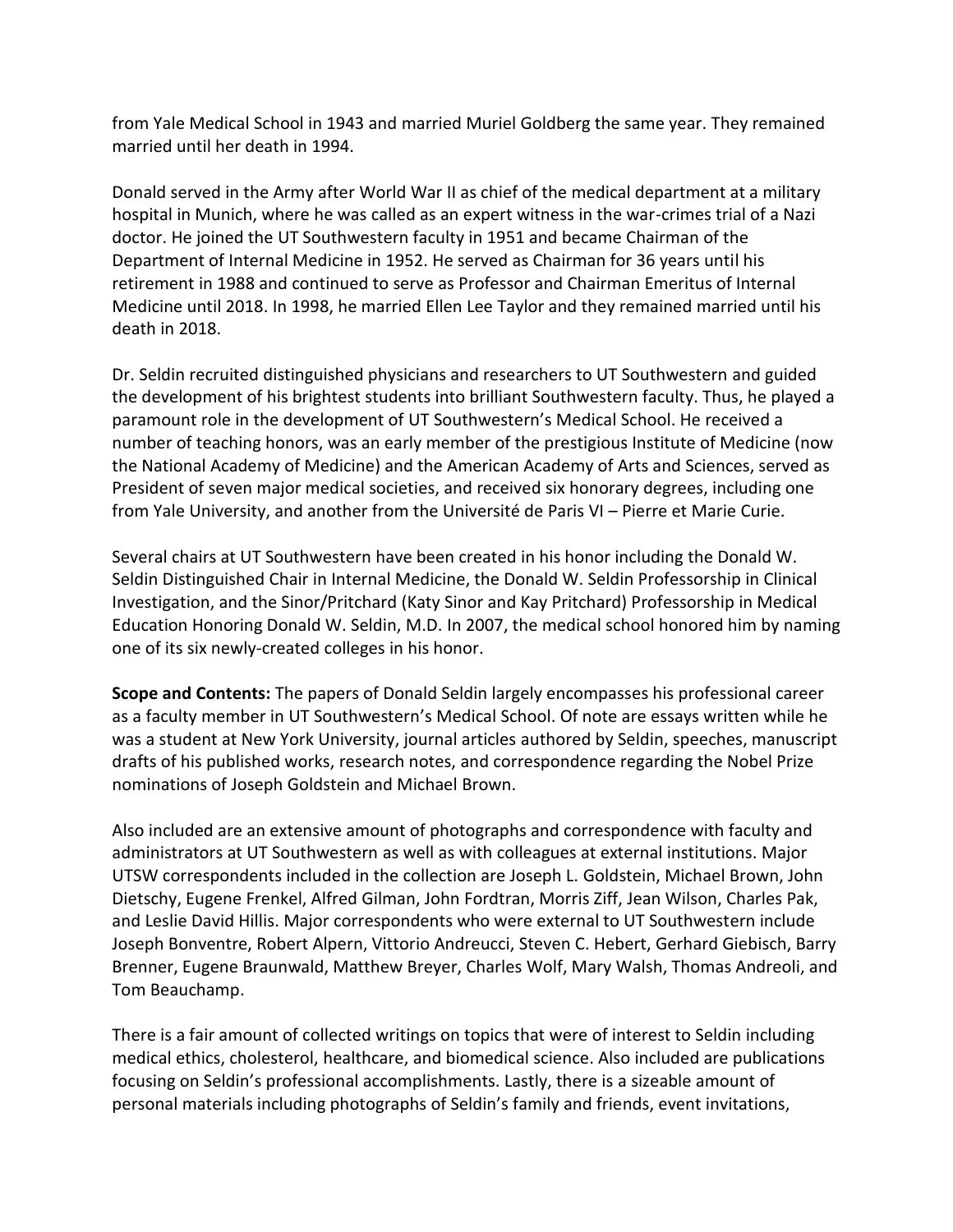from Yale Medical School in 1943 and married Muriel Goldberg the same year. They remained married until her death in 1994.

Donald served in the Army after World War II as chief of the medical department at a military hospital in Munich, where he was called as an expert witness in the war-crimes trial of a Nazi doctor. He joined the UT Southwestern faculty in 1951 and became Chairman of the Department of Internal Medicine in 1952. He served as Chairman for 36 years until his retirement in 1988 and continued to serve as Professor and Chairman Emeritus of Internal Medicine until 2018. In 1998, he married Ellen Lee Taylor and they remained married until his death in 2018.

Dr. Seldin recruited distinguished physicians and researchers to UT Southwestern and guided the development of his brightest students into brilliant Southwestern faculty. Thus, he played a paramount role in the development of UT Southwestern's Medical School. He received a number of teaching honors, was an early member of the prestigious Institute of Medicine (now the National Academy of Medicine) and the American Academy of Arts and Sciences, served as President of seven major medical societies, and received six honorary degrees, including one from Yale University, and another from the Université de Paris VI – Pierre et Marie Curie.

Several chairs at UT Southwestern have been created in his honor including the Donald W. Seldin Distinguished Chair in Internal Medicine, the Donald W. Seldin Professorship in Clinical Investigation, and the Sinor/Pritchard (Katy Sinor and Kay Pritchard) Professorship in Medical Education Honoring Donald W. Seldin, M.D. In 2007, the medical school honored him by naming one of its six newly-created colleges in his honor.

**Scope and Contents:** The papers of Donald Seldin largely encompasses his professional career as a faculty member in UT Southwestern's Medical School. Of note are essays written while he was a student at New York University, journal articles authored by Seldin, speeches, manuscript drafts of his published works, research notes, and correspondence regarding the Nobel Prize nominations of Joseph Goldstein and Michael Brown.

Also included are an extensive amount of photographs and correspondence with faculty and administrators at UT Southwestern as well as with colleagues at external institutions. Major UTSW correspondents included in the collection are Joseph L. Goldstein, Michael Brown, John Dietschy, Eugene Frenkel, Alfred Gilman, John Fordtran, Morris Ziff, Jean Wilson, Charles Pak, and Leslie David Hillis. Major correspondents who were external to UT Southwestern include Joseph Bonventre, Robert Alpern, Vittorio Andreucci, Steven C. Hebert, Gerhard Giebisch, Barry Brenner, Eugene Braunwald, Matthew Breyer, Charles Wolf, Mary Walsh, Thomas Andreoli, and Tom Beauchamp.

There is a fair amount of collected writings on topics that were of interest to Seldin including medical ethics, cholesterol, healthcare, and biomedical science. Also included are publications focusing on Seldin's professional accomplishments. Lastly, there is a sizeable amount of personal materials including photographs of Seldin's family and friends, event invitations,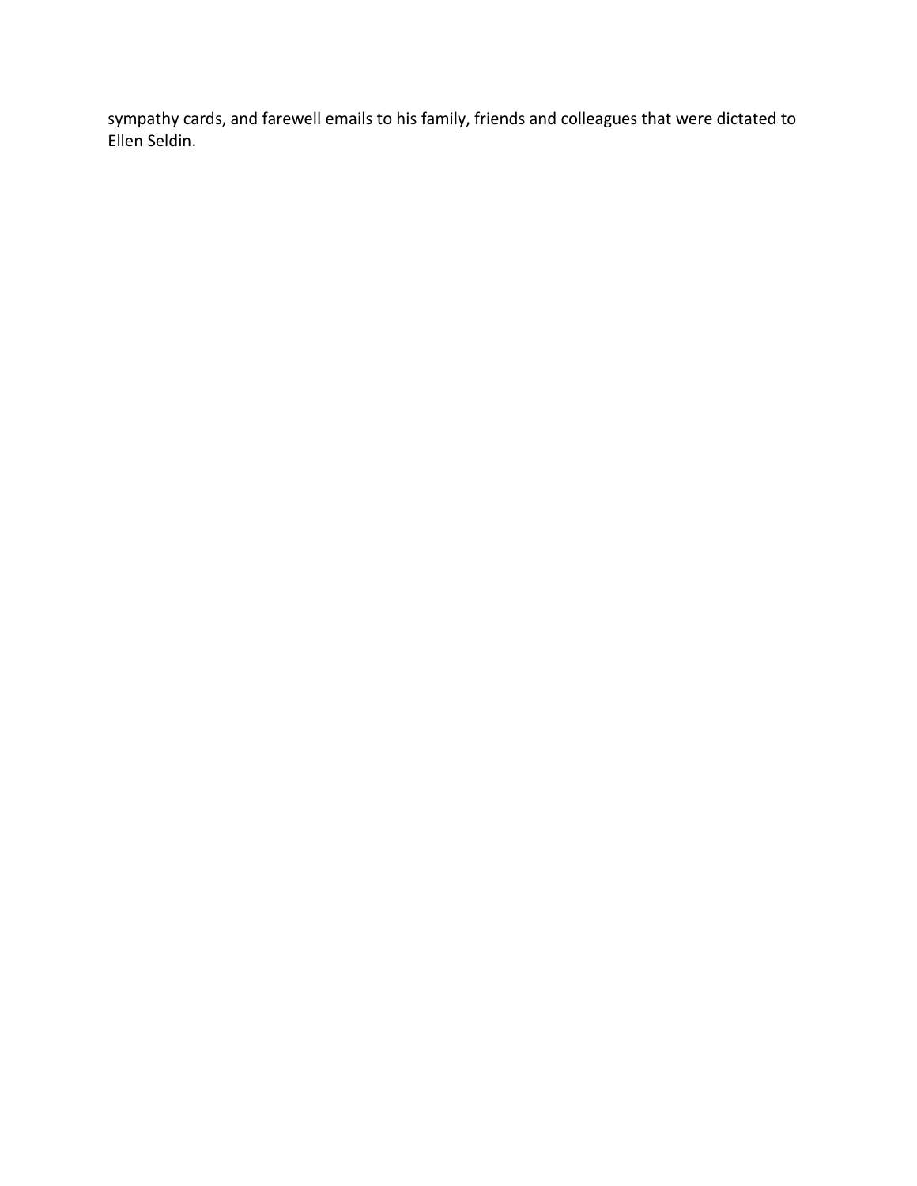sympathy cards, and farewell emails to his family, friends and colleagues that were dictated to Ellen Seldin.